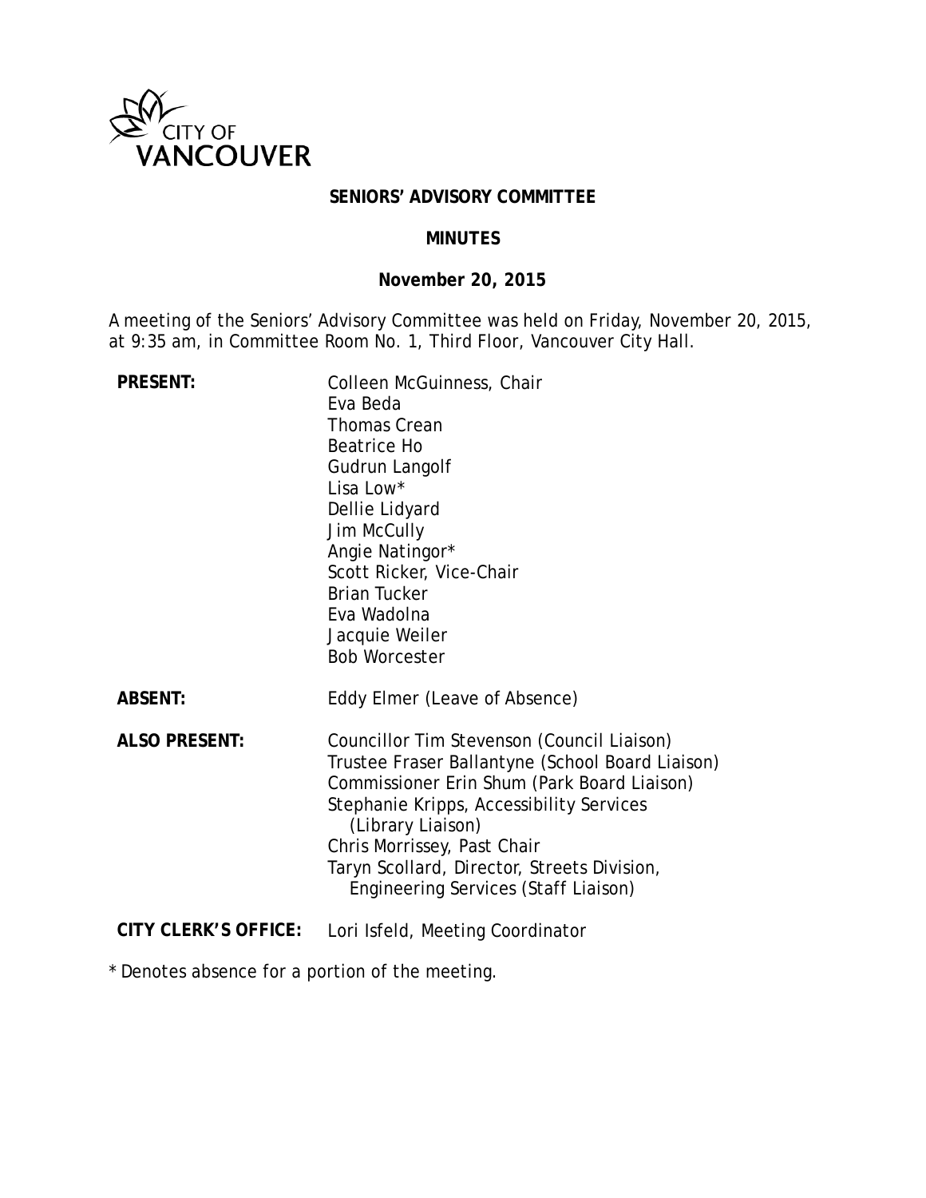CITY OF VANCOUVER

**SENIORS' ADVISORY COMMITTEE**

**MINUTES**

**November 20, 2015**

A meeting of the Seniors' Advisory Committee was held on Friday, November 20, 2015, at 9:35 am, in Committee Room No. 1, Third Floor, Vancouver City Hall.

| | |
|---|---|
| **PRESENT:** | Colleen McGuinness, Chair<br>Eva Beda<br>Thomas Crean<br>Beatrice Ho<br>Gudrun Langolf<br>Lisa Low*<br>Dellie Lidyard<br>Jim McCully<br>Angie Natingor*<br>Scott Ricker, Vice-Chair<br>Brian Tucker<br>Eva Wadolna<br>Jacquie Weiler<br>Bob Worcester |
| **ABSENT:** | Eddy Elmer (Leave of Absence) |
| **ALSO PRESENT:** | Councillor Tim Stevenson (Council Liaison)<br>Trustee Fraser Ballantyne (School Board Liaison)<br>Commissioner Erin Shum (Park Board Liaison)<br>Stephanie Kripps, Accessibility Services (Library Liaison)<br>Chris Morrissey, Past Chair<br>Taryn Scollard, Director, Streets Division, Engineering Services (Staff Liaison) |
| **CITY CLERK'S OFFICE:** | Lori Isfeld, Meeting Coordinator |

* Denotes absence for a portion of the meeting.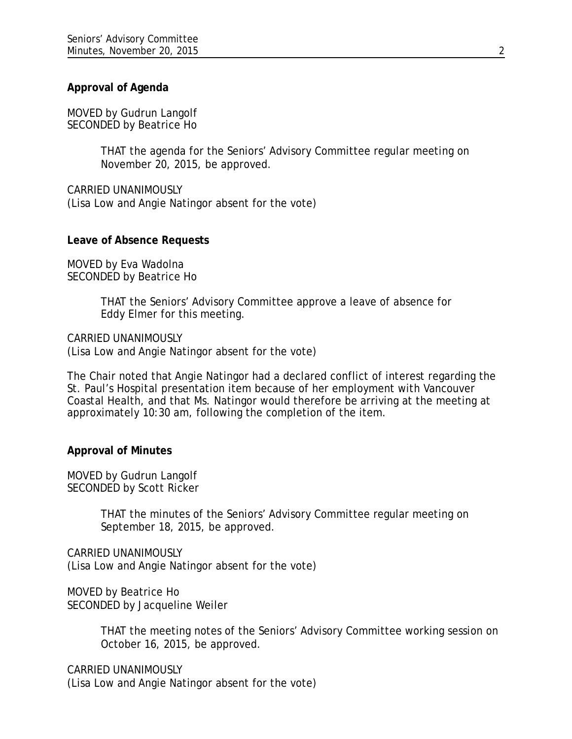**Approval of Agenda**

MOVED by Gudrun Langolf
SECONDED by Beatrice Ho

> THAT the agenda for the Seniors' Advisory Committee regular meeting on November 20, 2015, be approved.

CARRIED UNANIMOUSLY
*(Lisa Low and Angie Natingor absent for the vote)*

**Leave of Absence Requests**

MOVED by Eva Wadolna
SECONDED by Beatrice Ho

> THAT the Seniors' Advisory Committee approve a leave of absence for Eddy Elmer for this meeting.

CARRIED UNANIMOUSLY
*(Lisa Low and Angie Natingor absent for the vote)*

The Chair noted that Angie Natingor had a declared conflict of interest regarding the St. Paul's Hospital presentation item because of her employment with Vancouver Coastal Health, and that Ms. Natingor would therefore be arriving at the meeting at approximately 10:30 am, following the completion of the item.

**Approval of Minutes**

MOVED by Gudrun Langolf
SECONDED by Scott Ricker

> THAT the minutes of the Seniors' Advisory Committee regular meeting on September 18, 2015, be approved.

CARRIED UNANIMOUSLY
*(Lisa Low and Angie Natingor absent for the vote)*

MOVED by Beatrice Ho
SECONDED by Jacqueline Weiler

> THAT the meeting notes of the Seniors' Advisory Committee working session on October 16, 2015, be approved.

CARRIED UNANIMOUSLY
*(Lisa Low and Angie Natingor absent for the vote)*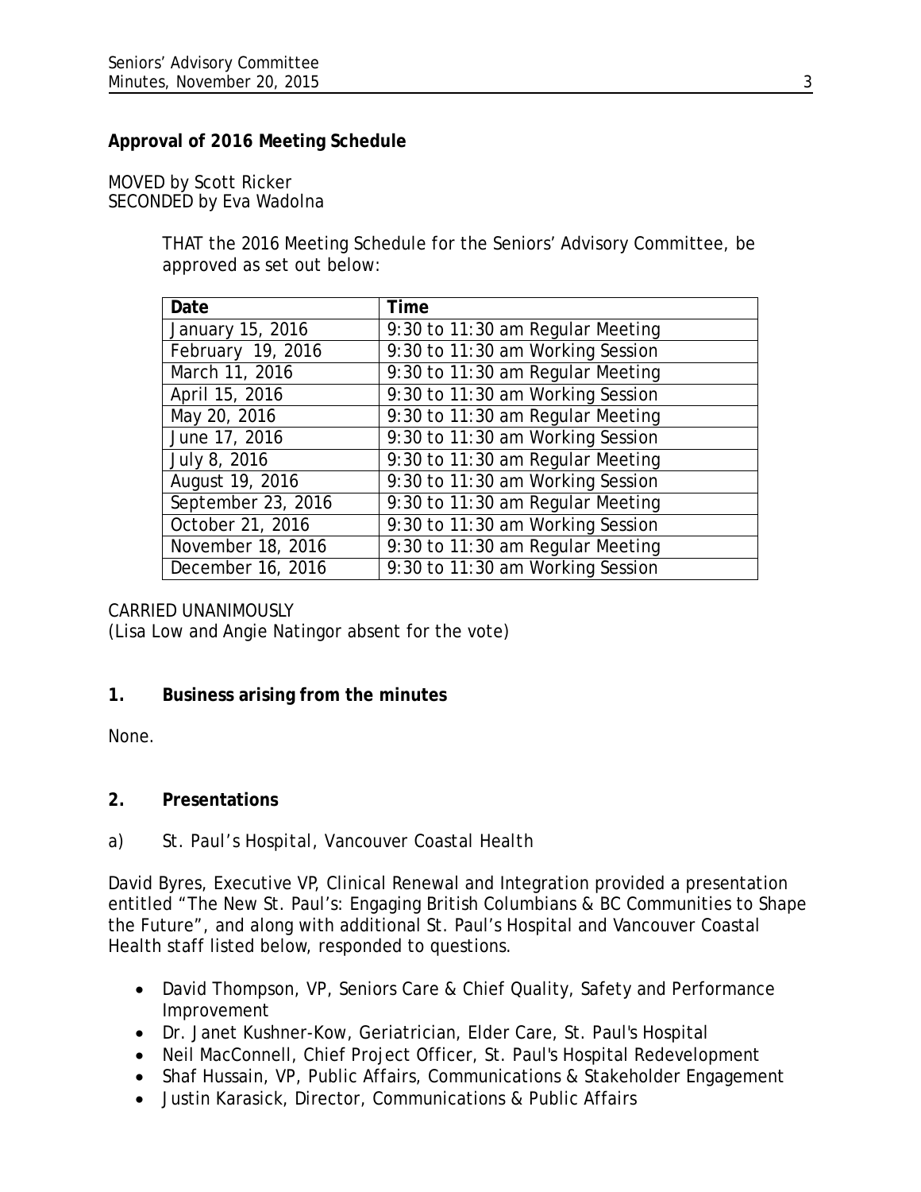**Approval of 2016 Meeting Schedule**

MOVED by Scott Ricker
SECONDED by Eva Wadolna

> THAT the 2016 Meeting Schedule for the Seniors' Advisory Committee, be approved as set out below:

| Date | Time |
|---|---|
| January 15, 2016 | 9:30 to 11:30 am Regular Meeting |
| February 19, 2016 | 9:30 to 11:30 am Working Session |
| March 11, 2016 | 9:30 to 11:30 am Regular Meeting |
| April 15, 2016 | 9:30 to 11:30 am Working Session |
| May 20, 2016 | 9:30 to 11:30 am Regular Meeting |
| June 17, 2016 | 9:30 to 11:30 am Working Session |
| July 8, 2016 | 9:30 to 11:30 am Regular Meeting |
| August 19, 2016 | 9:30 to 11:30 am Working Session |
| September 23, 2016 | 9:30 to 11:30 am Regular Meeting |
| October 21, 2016 | 9:30 to 11:30 am Working Session |
| November 18, 2016 | 9:30 to 11:30 am Regular Meeting |
| December 16, 2016 | 9:30 to 11:30 am Working Session |

CARRIED UNANIMOUSLY
(Lisa Low and Angie Natingor absent for the vote)

## 1. Business arising from the minutes

None.

## 2. Presentations

a) *St. Paul's Hospital, Vancouver Coastal Health*

David Byres, Executive VP, Clinical Renewal and Integration provided a presentation entitled "The New St. Paul's: Engaging British Columbians & BC Communities to Shape the Future", and along with additional St. Paul's Hospital and Vancouver Coastal Health staff listed below, responded to questions.

- David Thompson, VP, Seniors Care & Chief Quality, Safety and Performance Improvement
- Dr. Janet Kushner-Kow, Geriatrician, Elder Care, St. Paul's Hospital
- Neil MacConnell, Chief Project Officer, St. Paul's Hospital Redevelopment
- Shaf Hussain, VP, Public Affairs, Communications & Stakeholder Engagement
- Justin Karasick, Director, Communications & Public Affairs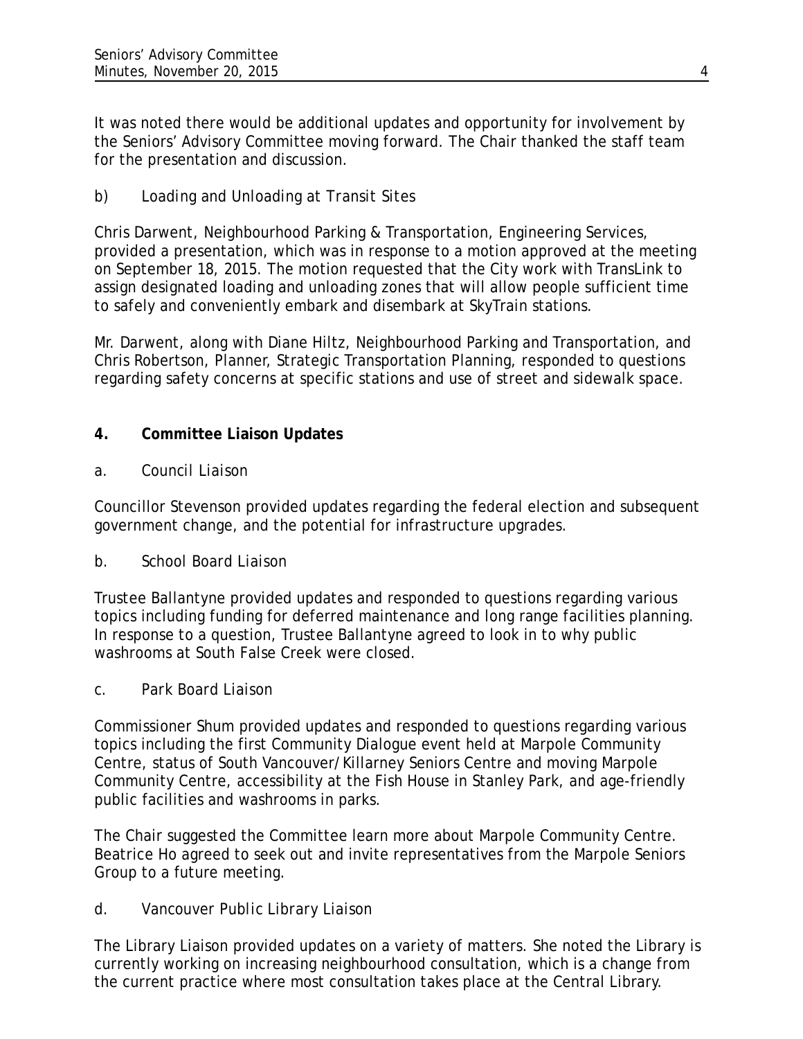It was noted there would be additional updates and opportunity for involvement by the Seniors' Advisory Committee moving forward. The Chair thanked the staff team for the presentation and discussion.

b) Loading and Unloading at Transit Sites

Chris Darwent, Neighbourhood Parking & Transportation, Engineering Services, provided a presentation, which was in response to a motion approved at the meeting on September 18, 2015. The motion requested that the City work with TransLink to assign designated loading and unloading zones that will allow people sufficient time to safely and conveniently embark and disembark at SkyTrain stations.

Mr. Darwent, along with Diane Hiltz, Neighbourhood Parking and Transportation, and Chris Robertson, Planner, Strategic Transportation Planning, responded to questions regarding safety concerns at specific stations and use of street and sidewalk space.

## 4. Committee Liaison Updates

a. Council Liaison

Councillor Stevenson provided updates regarding the federal election and subsequent government change, and the potential for infrastructure upgrades.

b. School Board Liaison

Trustee Ballantyne provided updates and responded to questions regarding various topics including funding for deferred maintenance and long range facilities planning. In response to a question, Trustee Ballantyne agreed to look in to why public washrooms at South False Creek were closed.

c. Park Board Liaison

Commissioner Shum provided updates and responded to questions regarding various topics including the first Community Dialogue event held at Marpole Community Centre, status of South Vancouver/Killarney Seniors Centre and moving Marpole Community Centre, accessibility at the Fish House in Stanley Park, and age-friendly public facilities and washrooms in parks.

The Chair suggested the Committee learn more about Marpole Community Centre. Beatrice Ho agreed to seek out and invite representatives from the Marpole Seniors Group to a future meeting.

d. Vancouver Public Library Liaison

The Library Liaison provided updates on a variety of matters. She noted the Library is currently working on increasing neighbourhood consultation, which is a change from the current practice where most consultation takes place at the Central Library.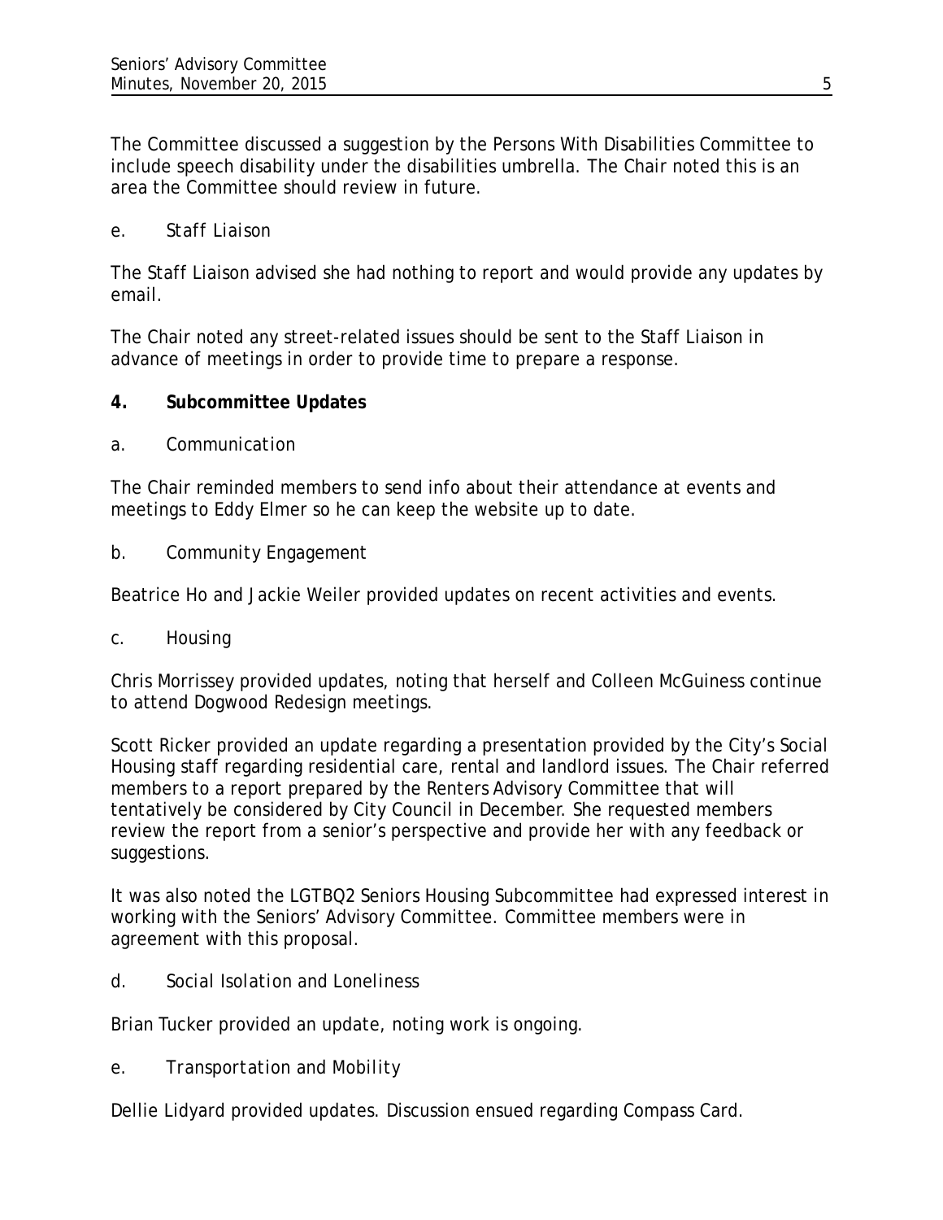The Committee discussed a suggestion by the Persons With Disabilities Committee to include speech disability under the disabilities umbrella. The Chair noted this is an area the Committee should review in future.

e. *Staff Liaison*

The Staff Liaison advised she had nothing to report and would provide any updates by email.

The Chair noted any street-related issues should be sent to the Staff Liaison in advance of meetings in order to provide time to prepare a response.

## 4. Subcommittee Updates

a. *Communication*

The Chair reminded members to send info about their attendance at events and meetings to Eddy Elmer so he can keep the website up to date.

b. *Community Engagement*

Beatrice Ho and Jackie Weiler provided updates on recent activities and events.

c. *Housing*

Chris Morrissey provided updates, noting that herself and Colleen McGuiness continue to attend Dogwood Redesign meetings.

Scott Ricker provided an update regarding a presentation provided by the City's Social Housing staff regarding residential care, rental and landlord issues. The Chair referred members to a report prepared by the Renters Advisory Committee that will tentatively be considered by City Council in December. She requested members review the report from a senior's perspective and provide her with any feedback or suggestions.

It was also noted the LGTBQ2 Seniors Housing Subcommittee had expressed interest in working with the Seniors' Advisory Committee. Committee members were in agreement with this proposal.

d. *Social Isolation and Loneliness*

Brian Tucker provided an update, noting work is ongoing.

e. *Transportation and Mobility*

Dellie Lidyard provided updates. Discussion ensued regarding Compass Card.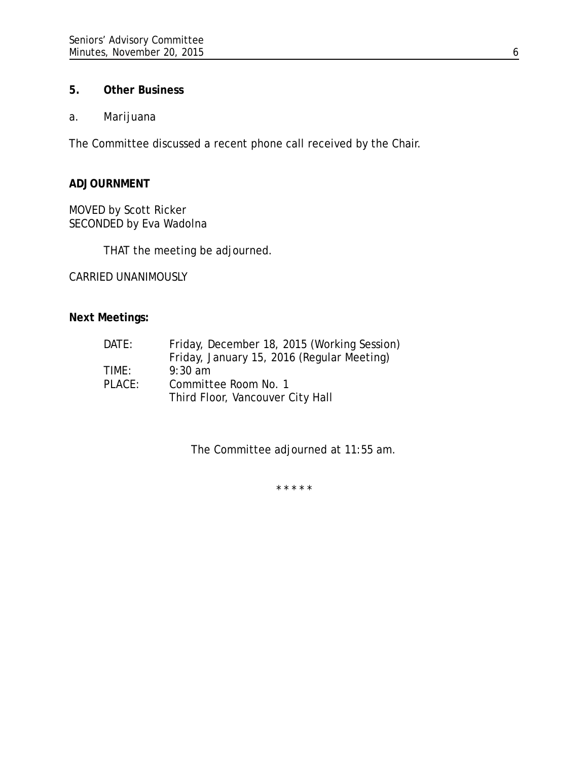## 5. Other Business

a. Marijuana

The Committee discussed a recent phone call received by the Chair.

**ADJOURNMENT**

MOVED by Scott Ricker
SECONDED by Eva Wadolna

THAT the meeting be adjourned.

CARRIED UNANIMOUSLY

**Next Meetings:**

| | |
|---|---|
| DATE: | Friday, December 18, 2015 (Working Session)<br>Friday, January 15, 2016 (Regular Meeting) |
| TIME: | 9:30 am |
| PLACE: | Committee Room No. 1<br>Third Floor, Vancouver City Hall |

The Committee adjourned at 11:55 am.

* * * * *